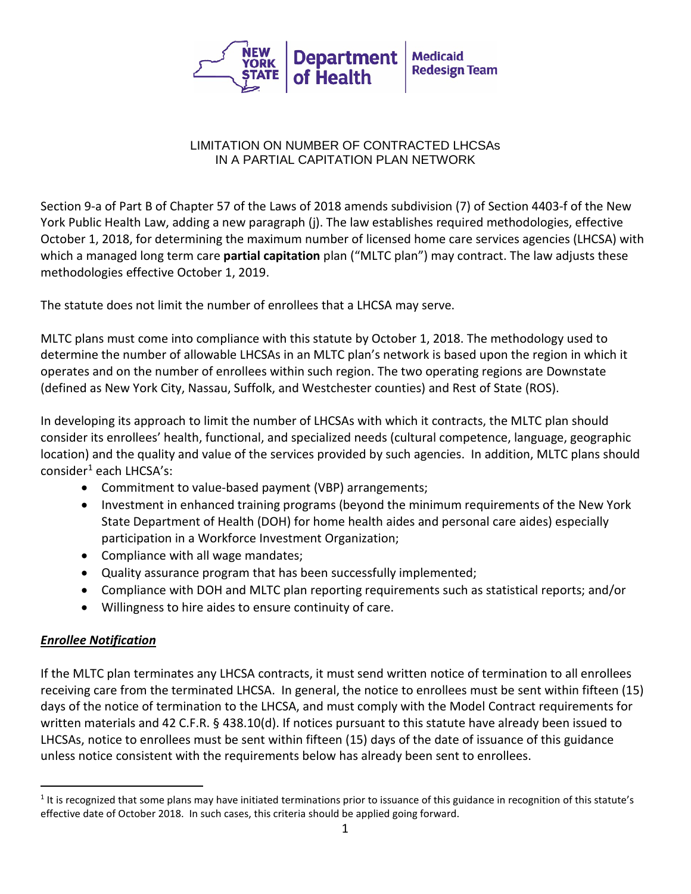# LIMITATION ON NUMBER OF CONTRACTED LHCSAs IN A PARTIAL CAPITATION PLAN NETWORK

Section 9-a of Part B of Chapter 57 of the Laws of 2018 amends subdivision (7) of Section 4403-f of the New York Public Health Law, adding a new paragraph (j). The law establishes required methodologies, effective October 1, 2018, for determining the maximum number of licensed home care services agencies (LHCSA) with which a managed long term care **partial capitation** plan ("MLTC plan") may contract. The law adjusts these methodologies effective October 1, 2019.

The statute does not limit the number of enrollees that a LHCSA may serve.

MLTC plans must come into compliance with this statute by October 1, 2018. The methodology used to determine the number of allowable LHCSAs in an MLTC plan's network is based upon the region in which it operates and on the number of enrollees within such region. The two operating regions are Downstate (defined as New York City, Nassau, Suffolk, and Westchester counties) and Rest of State (ROS).

In developing its approach to limit the number of LHCSAs with which it contracts, the MLTC plan should consider its enrollees' health, functional, and specialized needs (cultural competence, language, geographic location) and the quality and value of the services provided by such agencies. In addition, MLTC plans should consider[1] each LHCSA's:

- Commitment to value-based payment (VBP) arrangements;
- Investment in enhanced training programs (beyond the minimum requirements of the New York State Department of Health (DOH) for home health aides and personal care aides) especially participation in a Workforce Investment Organization;
- Compliance with all wage mandates;
- Quality assurance program that has been successfully implemented;
- Compliance with DOH and MLTC plan reporting requirements such as statistical reports; and/or
- Willingness to hire aides to ensure continuity of care.

## ***Enrollee Notification***

If the MLTC plan terminates any LHCSA contracts, it must send written notice of termination to all enrollees receiving care from the terminated LHCSA. In general, the notice to enrollees must be sent within fifteen (15) days of the notice of termination to the LHCSA, and must comply with the Model Contract requirements for written materials and 42 C.F.R. § 438.10(d). If notices pursuant to this statute have already been issued to LHCSAs, notice to enrollees must be sent within fifteen (15) days of the date of issuance of this guidance unless notice consistent with the requirements below has already been sent to enrollees.

[1] It is recognized that some plans may have initiated terminations prior to issuance of this guidance in recognition of this statute's effective date of October 2018. In such cases, this criteria should be applied going forward.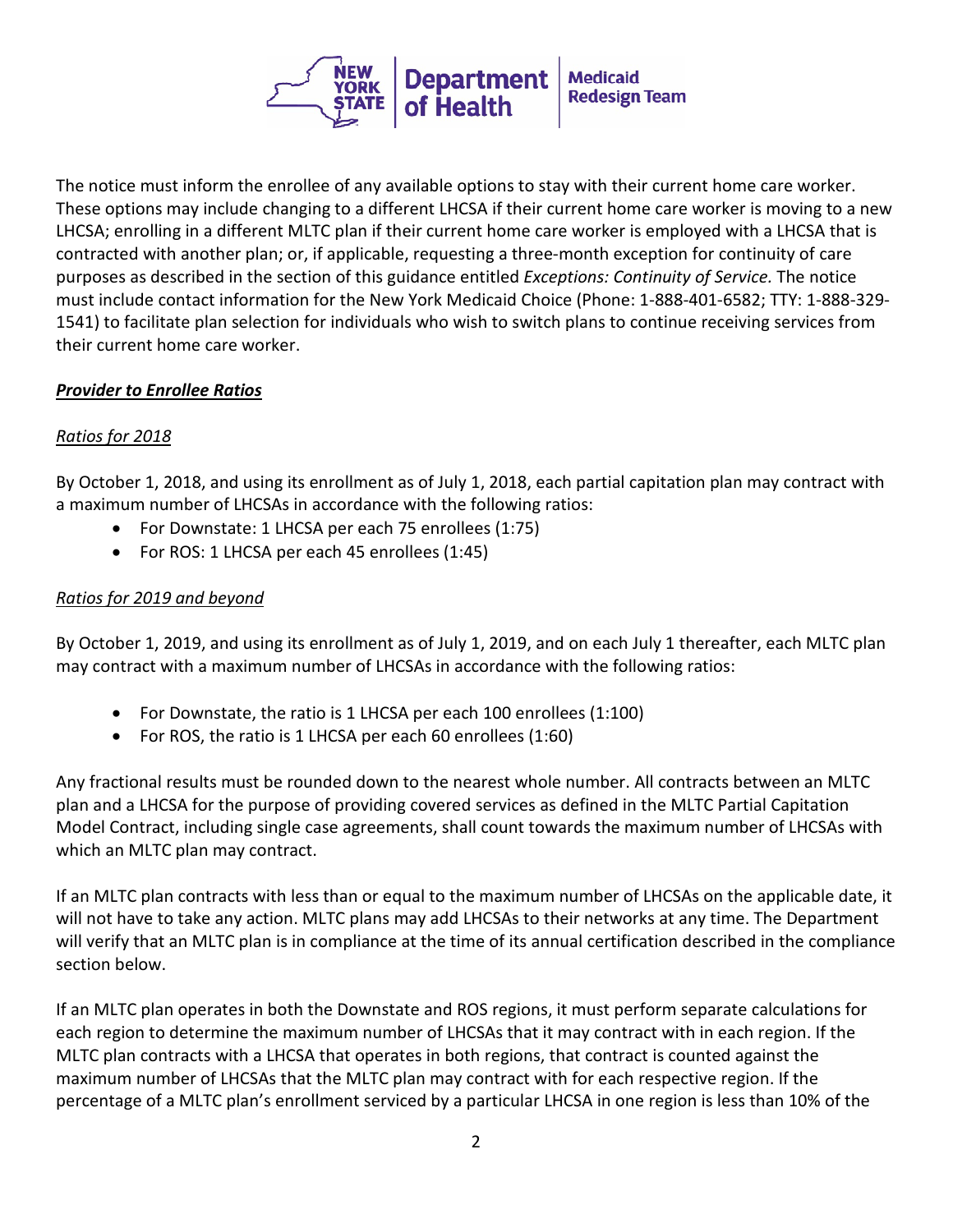The notice must inform the enrollee of any available options to stay with their current home care worker. These options may include changing to a different LHCSA if their current home care worker is moving to a new LHCSA; enrolling in a different MLTC plan if their current home care worker is employed with a LHCSA that is contracted with another plan; or, if applicable, requesting a three-month exception for continuity of care purposes as described in the section of this guidance entitled *Exceptions: Continuity of Service.* The notice must include contact information for the New York Medicaid Choice (Phone: 1-888-401-6582; TTY: 1-888-329-1541) to facilitate plan selection for individuals who wish to switch plans to continue receiving services from their current home care worker.

## ***Provider to Enrollee Ratios***

### *Ratios for 2018*

By October 1, 2018, and using its enrollment as of July 1, 2018, each partial capitation plan may contract with a maximum number of LHCSAs in accordance with the following ratios:

- For Downstate: 1 LHCSA per each 75 enrollees (1:75)
- For ROS: 1 LHCSA per each 45 enrollees (1:45)

### *Ratios for 2019 and beyond*

By October 1, 2019, and using its enrollment as of July 1, 2019, and on each July 1 thereafter, each MLTC plan may contract with a maximum number of LHCSAs in accordance with the following ratios:

- For Downstate, the ratio is 1 LHCSA per each 100 enrollees (1:100)
- For ROS, the ratio is 1 LHCSA per each 60 enrollees (1:60)

Any fractional results must be rounded down to the nearest whole number. All contracts between an MLTC plan and a LHCSA for the purpose of providing covered services as defined in the MLTC Partial Capitation Model Contract, including single case agreements, shall count towards the maximum number of LHCSAs with which an MLTC plan may contract.

If an MLTC plan contracts with less than or equal to the maximum number of LHCSAs on the applicable date, it will not have to take any action. MLTC plans may add LHCSAs to their networks at any time. The Department will verify that an MLTC plan is in compliance at the time of its annual certification described in the compliance section below.

If an MLTC plan operates in both the Downstate and ROS regions, it must perform separate calculations for each region to determine the maximum number of LHCSAs that it may contract with in each region. If the MLTC plan contracts with a LHCSA that operates in both regions, that contract is counted against the maximum number of LHCSAs that the MLTC plan may contract with for each respective region. If the percentage of a MLTC plan's enrollment serviced by a particular LHCSA in one region is less than 10% of the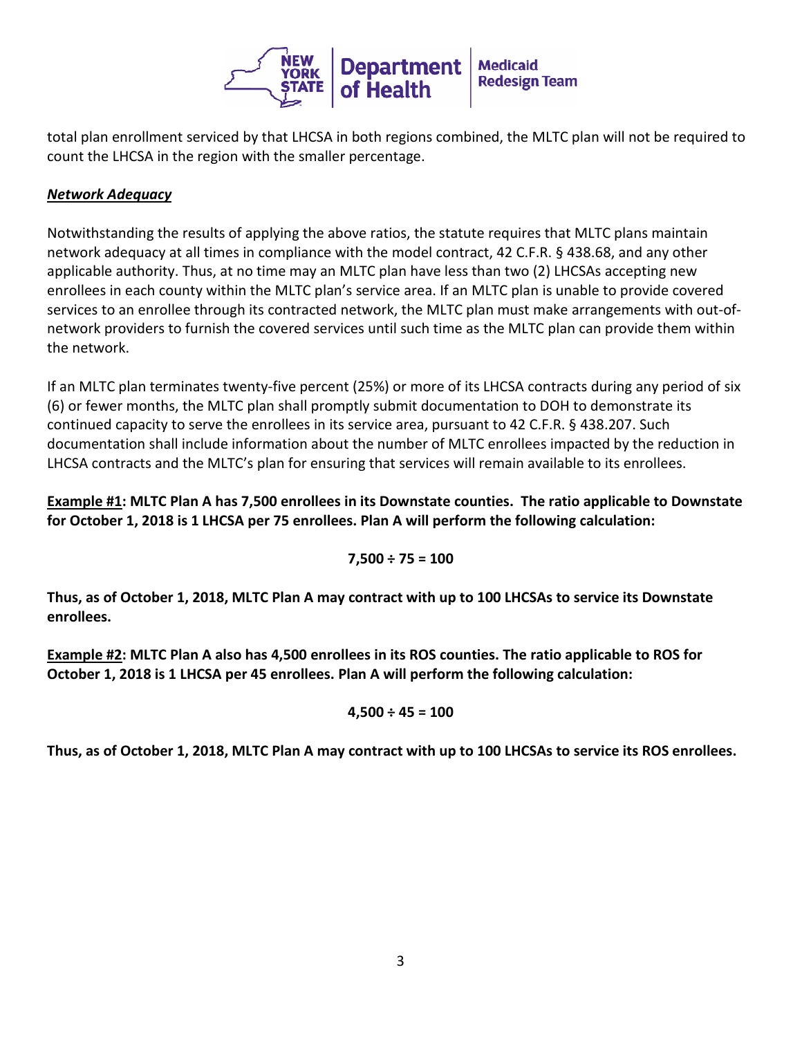total plan enrollment serviced by that LHCSA in both regions combined, the MLTC plan will not be required to count the LHCSA in the region with the smaller percentage.

***Network Adequacy***

Notwithstanding the results of applying the above ratios, the statute requires that MLTC plans maintain network adequacy at all times in compliance with the model contract, 42 C.F.R. § 438.68, and any other applicable authority. Thus, at no time may an MLTC plan have less than two (2) LHCSAs accepting new enrollees in each county within the MLTC plan's service area. If an MLTC plan is unable to provide covered services to an enrollee through its contracted network, the MLTC plan must make arrangements with out-of-network providers to furnish the covered services until such time as the MLTC plan can provide them within the network.

If an MLTC plan terminates twenty-five percent (25%) or more of its LHCSA contracts during any period of six (6) or fewer months, the MLTC plan shall promptly submit documentation to DOH to demonstrate its continued capacity to serve the enrollees in its service area, pursuant to 42 C.F.R. § 438.207. Such documentation shall include information about the number of MLTC enrollees impacted by the reduction in LHCSA contracts and the MLTC's plan for ensuring that services will remain available to its enrollees.

**<u>Example #1</u>: MLTC Plan A has 7,500 enrollees in its Downstate counties. The ratio applicable to Downstate for October 1, 2018 is 1 LHCSA per 75 enrollees. Plan A will perform the following calculation:**

$$7{,}500 \div 75 = 100$$

**Thus, as of October 1, 2018, MLTC Plan A may contract with up to 100 LHCSAs to service its Downstate enrollees.**

**<u>Example #2</u>: MLTC Plan A also has 4,500 enrollees in its ROS counties. The ratio applicable to ROS for October 1, 2018 is 1 LHCSA per 45 enrollees. Plan A will perform the following calculation:**

$$4{,}500 \div 45 = 100$$

**Thus, as of October 1, 2018, MLTC Plan A may contract with up to 100 LHCSAs to service its ROS enrollees.**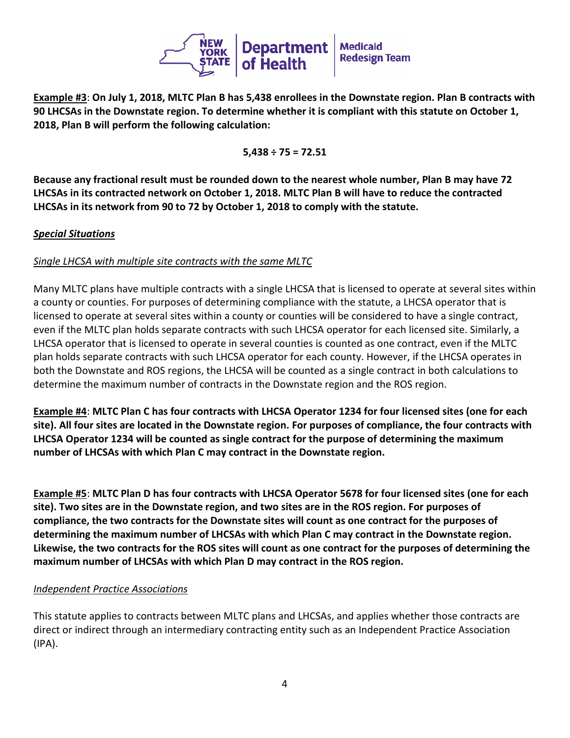**Example #3**: **On July 1, 2018, MLTC Plan B has 5,438 enrollees in the Downstate region. Plan B contracts with 90 LHCSAs in the Downstate region. To determine whether it is compliant with this statute on October 1, 2018, Plan B will perform the following calculation:**

$$5{,}438 \div 75 = 72.51$$

**Because any fractional result must be rounded down to the nearest whole number, Plan B may have 72 LHCSAs in its contracted network on October 1, 2018. MLTC Plan B will have to reduce the contracted LHCSAs in its network from 90 to 72 by October 1, 2018 to comply with the statute.**

***Special Situations***

*Single LHCSA with multiple site contracts with the same MLTC*

Many MLTC plans have multiple contracts with a single LHCSA that is licensed to operate at several sites within a county or counties. For purposes of determining compliance with the statute, a LHCSA operator that is licensed to operate at several sites within a county or counties will be considered to have a single contract, even if the MLTC plan holds separate contracts with such LHCSA operator for each licensed site. Similarly, a LHCSA operator that is licensed to operate in several counties is counted as one contract, even if the MLTC plan holds separate contracts with such LHCSA operator for each county. However, if the LHCSA operates in both the Downstate and ROS regions, the LHCSA will be counted as a single contract in both calculations to determine the maximum number of contracts in the Downstate region and the ROS region.

**Example #4**: **MLTC Plan C has four contracts with LHCSA Operator 1234 for four licensed sites (one for each site). All four sites are located in the Downstate region. For purposes of compliance, the four contracts with LHCSA Operator 1234 will be counted as single contract for the purpose of determining the maximum number of LHCSAs with which Plan C may contract in the Downstate region.**

**Example #5**: **MLTC Plan D has four contracts with LHCSA Operator 5678 for four licensed sites (one for each site). Two sites are in the Downstate region, and two sites are in the ROS region. For purposes of compliance, the two contracts for the Downstate sites will count as one contract for the purposes of determining the maximum number of LHCSAs with which Plan C may contract in the Downstate region. Likewise, the two contracts for the ROS sites will count as one contract for the purposes of determining the maximum number of LHCSAs with which Plan D may contract in the ROS region.**

*Independent Practice Associations*

This statute applies to contracts between MLTC plans and LHCSAs, and applies whether those contracts are direct or indirect through an intermediary contracting entity such as an Independent Practice Association (IPA).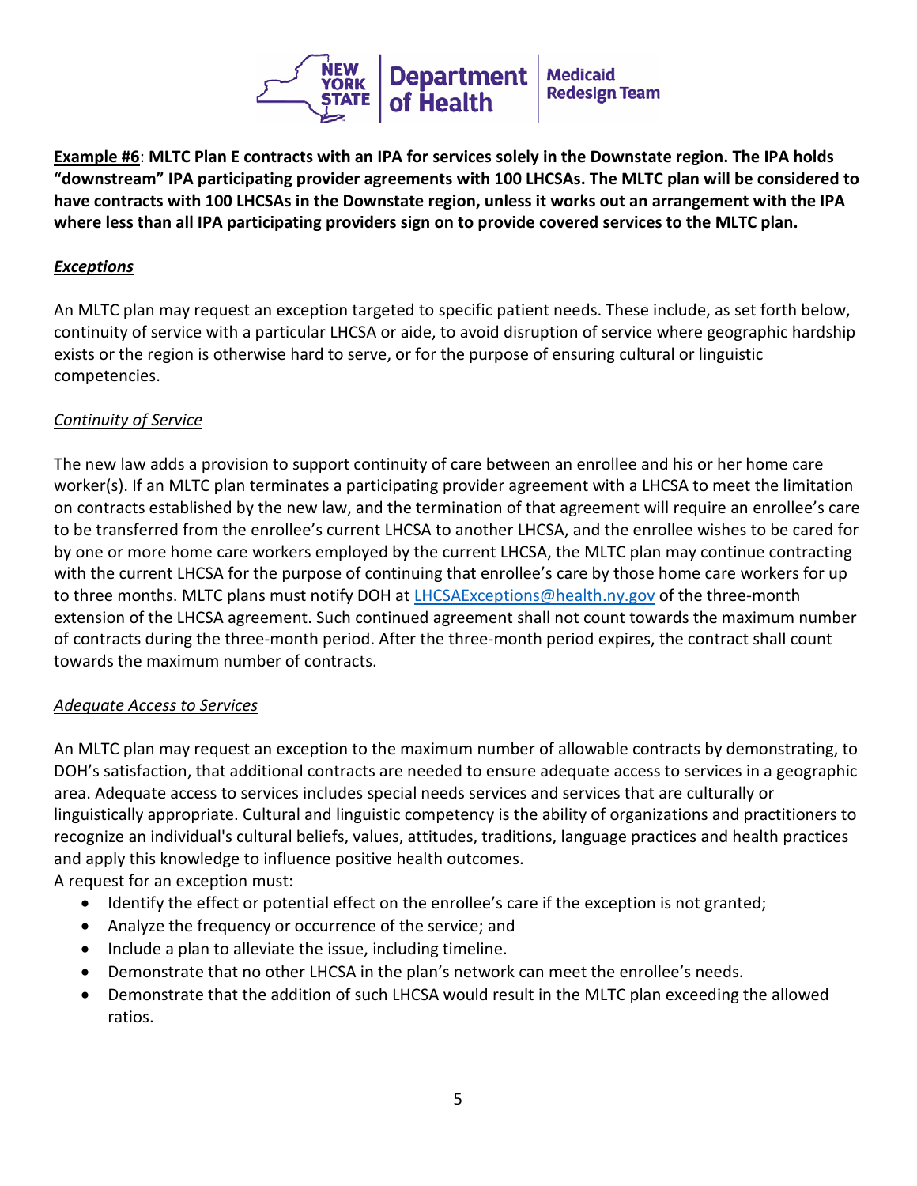**<u>Example #6</u>: MLTC Plan E contracts with an IPA for services solely in the Downstate region. The IPA holds "downstream" IPA participating provider agreements with 100 LHCSAs. The MLTC plan will be considered to have contracts with 100 LHCSAs in the Downstate region, unless it works out an arrangement with the IPA where less than all IPA participating providers sign on to provide covered services to the MLTC plan.**

***<u>Exceptions</u>***

An MLTC plan may request an exception targeted to specific patient needs. These include, as set forth below, continuity of service with a particular LHCSA or aide, to avoid disruption of service where geographic hardship exists or the region is otherwise hard to serve, or for the purpose of ensuring cultural or linguistic competencies.

*<u>Continuity of Service</u>*

The new law adds a provision to support continuity of care between an enrollee and his or her home care worker(s). If an MLTC plan terminates a participating provider agreement with a LHCSA to meet the limitation on contracts established by the new law, and the termination of that agreement will require an enrollee's care to be transferred from the enrollee's current LHCSA to another LHCSA, and the enrollee wishes to be cared for by one or more home care workers employed by the current LHCSA, the MLTC plan may continue contracting with the current LHCSA for the purpose of continuing that enrollee's care by those home care workers for up to three months. MLTC plans must notify DOH at LHCSAExceptions@health.ny.gov of the three-month extension of the LHCSA agreement. Such continued agreement shall not count towards the maximum number of contracts during the three-month period. After the three-month period expires, the contract shall count towards the maximum number of contracts.

*<u>Adequate Access to Services</u>*

An MLTC plan may request an exception to the maximum number of allowable contracts by demonstrating, to DOH's satisfaction, that additional contracts are needed to ensure adequate access to services in a geographic area. Adequate access to services includes special needs services and services that are culturally or linguistically appropriate. Cultural and linguistic competency is the ability of organizations and practitioners to recognize an individual's cultural beliefs, values, attitudes, traditions, language practices and health practices and apply this knowledge to influence positive health outcomes.

A request for an exception must:

- Identify the effect or potential effect on the enrollee's care if the exception is not granted;
- Analyze the frequency or occurrence of the service; and
- Include a plan to alleviate the issue, including timeline.
- Demonstrate that no other LHCSA in the plan's network can meet the enrollee's needs.
- Demonstrate that the addition of such LHCSA would result in the MLTC plan exceeding the allowed ratios.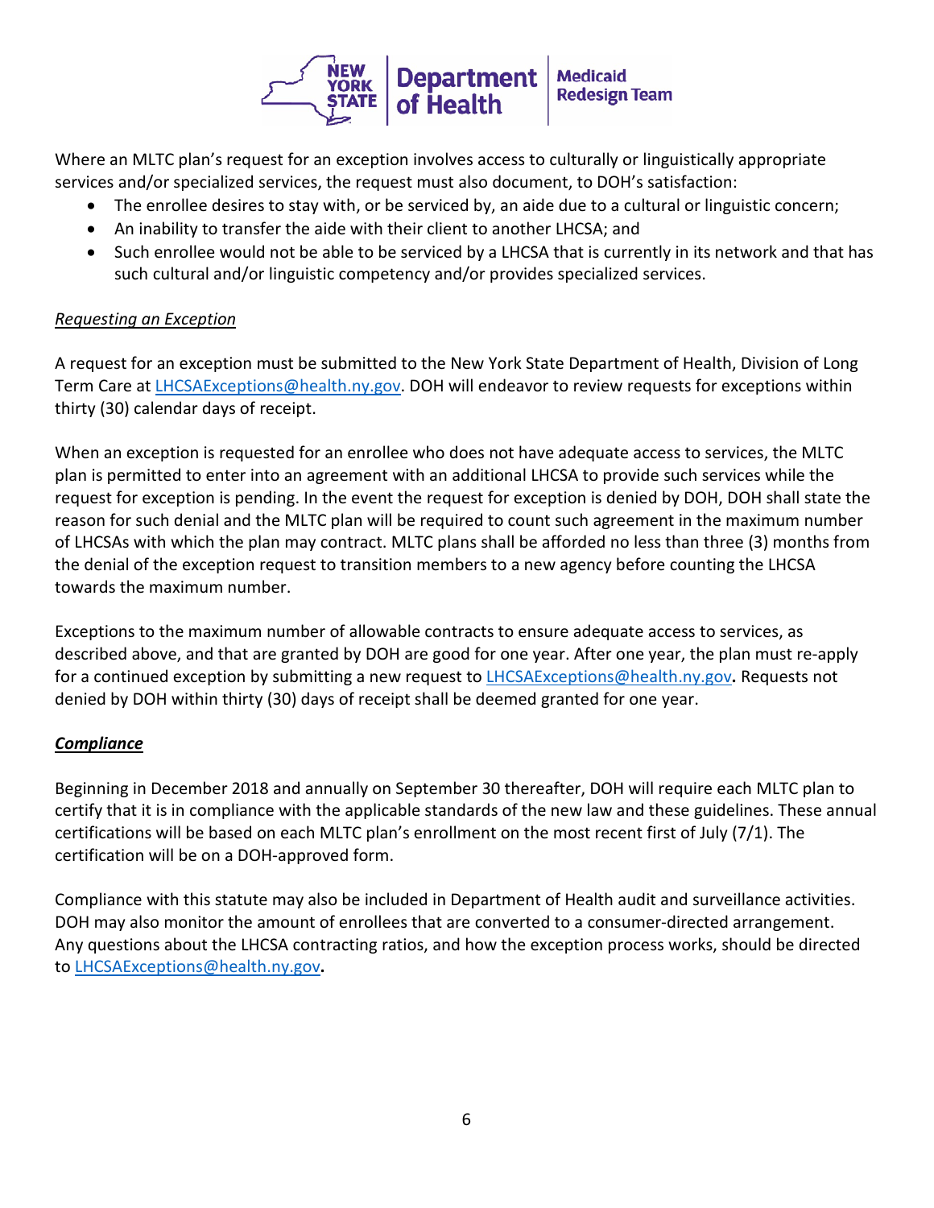Where an MLTC plan's request for an exception involves access to culturally or linguistically appropriate services and/or specialized services, the request must also document, to DOH's satisfaction:

- The enrollee desires to stay with, or be serviced by, an aide due to a cultural or linguistic concern;
- An inability to transfer the aide with their client to another LHCSA; and
- Such enrollee would not be able to be serviced by a LHCSA that is currently in its network and that has such cultural and/or linguistic competency and/or provides specialized services.

*Requesting an Exception*

A request for an exception must be submitted to the New York State Department of Health, Division of Long Term Care at LHCSAExceptions@health.ny.gov. DOH will endeavor to review requests for exceptions within thirty (30) calendar days of receipt.

When an exception is requested for an enrollee who does not have adequate access to services, the MLTC plan is permitted to enter into an agreement with an additional LHCSA to provide such services while the request for exception is pending. In the event the request for exception is denied by DOH, DOH shall state the reason for such denial and the MLTC plan will be required to count such agreement in the maximum number of LHCSAs with which the plan may contract. MLTC plans shall be afforded no less than three (3) months from the denial of the exception request to transition members to a new agency before counting the LHCSA towards the maximum number.

Exceptions to the maximum number of allowable contracts to ensure adequate access to services, as described above, and that are granted by DOH are good for one year. After one year, the plan must re-apply for a continued exception by submitting a new request to LHCSAExceptions@health.ny.gov**.** Requests not denied by DOH within thirty (30) days of receipt shall be deemed granted for one year.

***Compliance***

Beginning in December 2018 and annually on September 30 thereafter, DOH will require each MLTC plan to certify that it is in compliance with the applicable standards of the new law and these guidelines. These annual certifications will be based on each MLTC plan's enrollment on the most recent first of July (7/1). The certification will be on a DOH-approved form.

Compliance with this statute may also be included in Department of Health audit and surveillance activities. DOH may also monitor the amount of enrollees that are converted to a consumer-directed arrangement. Any questions about the LHCSA contracting ratios, and how the exception process works, should be directed to LHCSAExceptions@health.ny.gov**.**